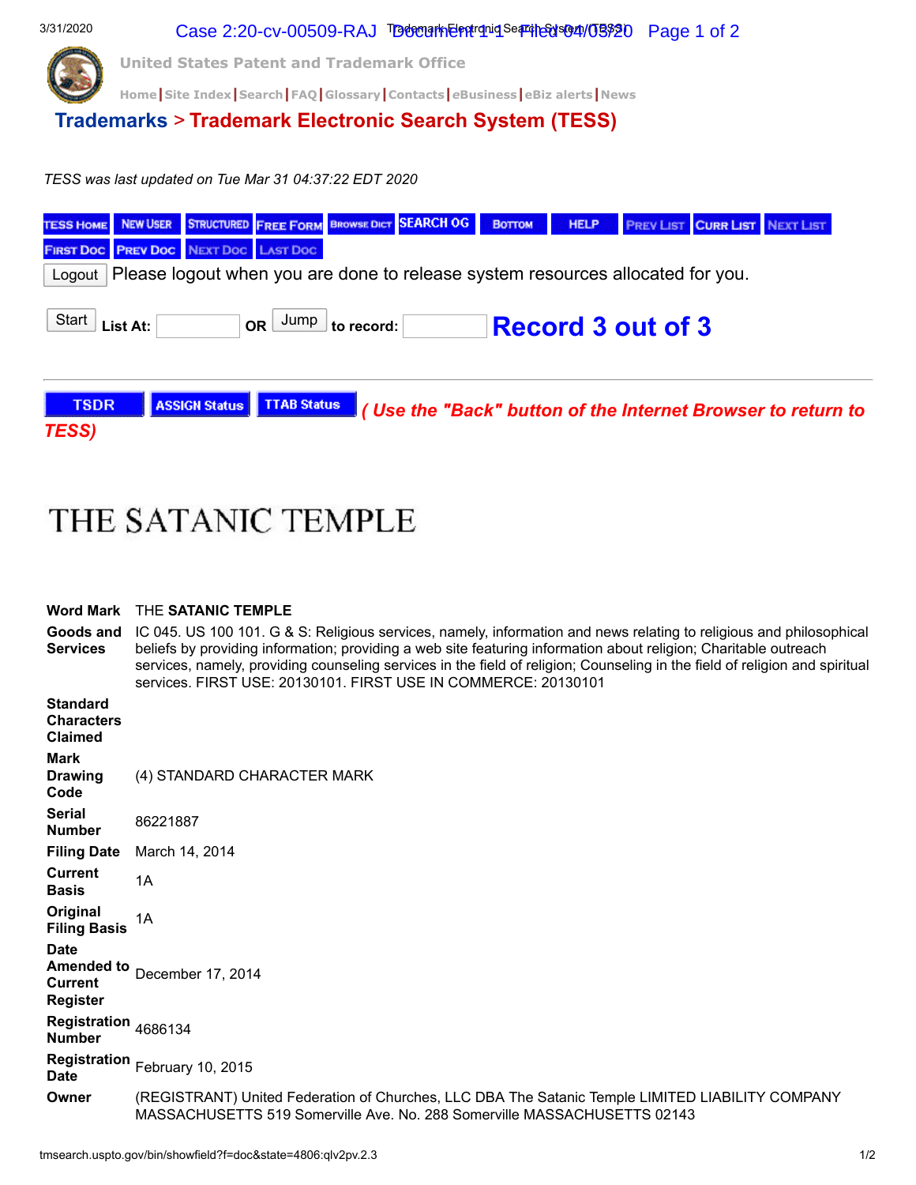United States Patent and Trademark Office

Home | Site Index | Search | FAQ | Glossary | Contacts | eBusiness | eBiz alerts | News

# Trademarks > Trademark Electronic Search System (TESS)

*TESS was last updated on Tue Mar 31 04:37:22 EDT 2020*

TESS HOME | NEW USER | STRUCTURED | FREE FORM | BROWSE DICT | SEARCH OG | BOTTOM | HELP | PREV LIST | CURR LIST | NEXT LIST | FIRST DOC | PREV DOC | NEXT DOC | LAST DOC

Logout Please logout when you are done to release system resources allocated for you.

Start **List At:** OR Jump **to record:** **Record 3 out of 3**

TSDR | ASSIGN Status | TTAB Status ***( Use the "Back" button of the Internet Browser to return to TESS)***

# THE SATANIC TEMPLE

| | |
|---|---|
| **Word Mark** | THE **SATANIC TEMPLE** |
| **Goods and Services** | IC 045. US 100 101. G & S: Religious services, namely, information and news relating to religious and philosophical beliefs by providing information; providing a web site featuring information about religion; Charitable outreach services, namely, providing counseling services in the field of religion; Counseling in the field of religion and spiritual services. FIRST USE: 20130101. FIRST USE IN COMMERCE: 20130101 |
| **Standard Characters Claimed** | |
| **Mark Drawing Code** | (4) STANDARD CHARACTER MARK |
| **Serial Number** | 86221887 |
| **Filing Date** | March 14, 2014 |
| **Current Basis** | 1A |
| **Original Filing Basis** | 1A |
| **Date Amended to Current Register** | December 17, 2014 |
| **Registration Number** | 4686134 |
| **Registration Date** | February 10, 2015 |
| **Owner** | (REGISTRANT) United Federation of Churches, LLC DBA The Satanic Temple LIMITED LIABILITY COMPANY MASSACHUSETTS 519 Somerville Ave. No. 288 Somerville MASSACHUSETTS 02143 |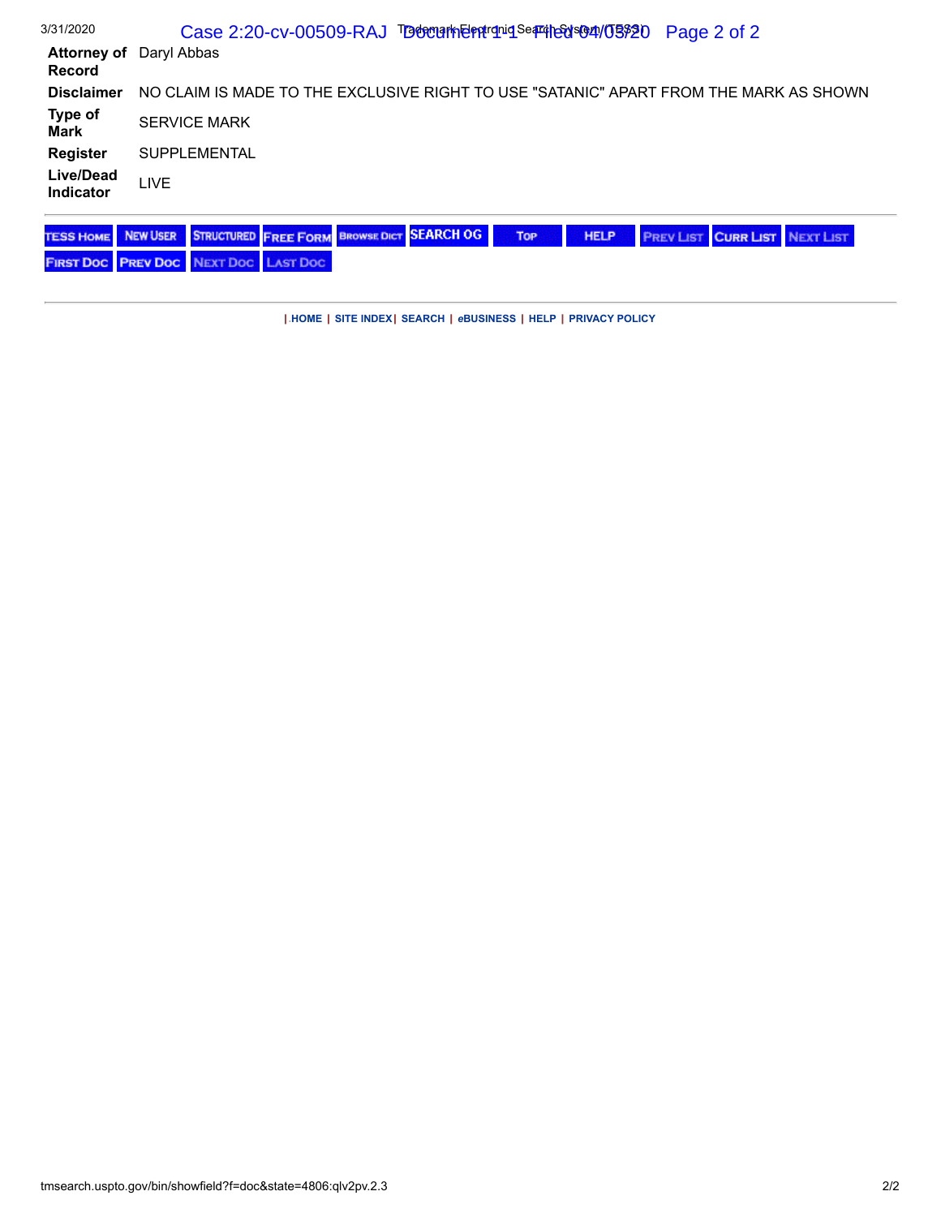| | |
|---|---|
| **Attorney of Record** | Daryl Abbas |
| **Disclaimer** | NO CLAIM IS MADE TO THE EXCLUSIVE RIGHT TO USE "SATANIC" APART FROM THE MARK AS SHOWN |
| **Type of Mark** | SERVICE MARK |
| **Register** | SUPPLEMENTAL |
| **Live/Dead Indicator** | LIVE |

TESS HOME | NEW USER | STRUCTURED | FREE FORM | BROWSE DICT | SEARCH OG | TOP | HELP | PREV LIST | CURR LIST | NEXT LIST | FIRST DOC | PREV DOC | NEXT DOC | LAST DOC

| HOME | SITE INDEX | SEARCH | eBUSINESS | HELP | PRIVACY POLICY